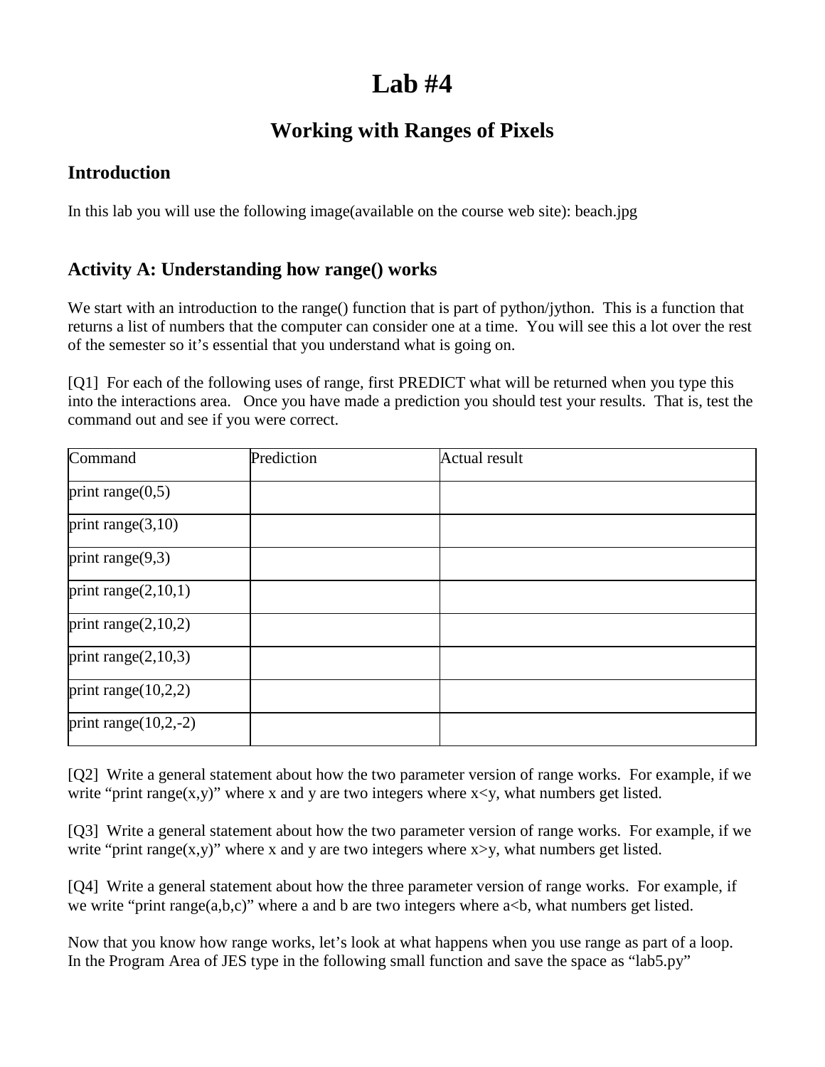# Lab #4

## Working with Ranges of Pixels

### Introduction

In this lab you will use the following image(available on the course web site): beach.jpg

### Activity A: Understanding how range() works

We start with an introduction to the range() function that is part of python/jython. This is a function that returns a list of numbers that the computer can consider one at a time. You will see this a lot over the rest of the semester so it's essential that you understand what is going on.

[Q1] For each of the following uses of range, first PREDICT what will be returned when you type this into the interactions area. Once you have made a prediction you should test your results. That is, test the command out and see if you were correct.

| Command | Prediction | Actual result |
|---|---|---|
| print range(0,5) | | |
| print range(3,10) | | |
| print range(9,3) | | |
| print range(2,10,1) | | |
| print range(2,10,2) | | |
| print range(2,10,3) | | |
| print range(10,2,2) | | |
| print range(10,2,-2) | | |

[Q2] Write a general statement about how the two parameter version of range works. For example, if we write "print range(x,y)" where x and y are two integers where x<y, what numbers get listed.

[Q3] Write a general statement about how the two parameter version of range works. For example, if we write "print range(x,y)" where x and y are two integers where x>y, what numbers get listed.

[Q4] Write a general statement about how the three parameter version of range works. For example, if we write "print range(a,b,c)" where a and b are two integers where a<b, what numbers get listed.

Now that you know how range works, let's look at what happens when you use range as part of a loop. In the Program Area of JES type in the following small function and save the space as "lab5.py"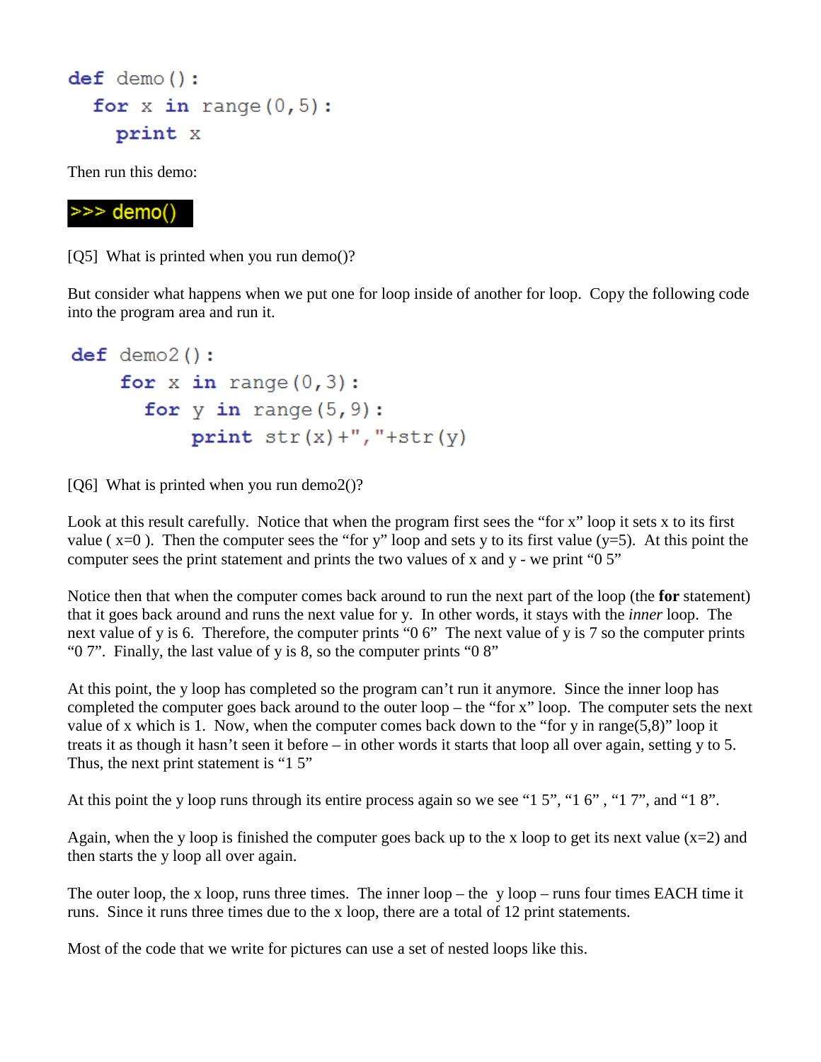```
def demo():
  for x in range(0,5):
    print x
```

Then run this demo:

```
>>> demo()
```

[Q5]  What is printed when you run demo()?

But consider what happens when we put one for loop inside of another for loop.  Copy the following code into the program area and run it.

```
def demo2():
    for x in range(0,3):
      for y in range(5,9):
          print str(x)+","+str(y)
```

[Q6]  What is printed when you run demo2()?

Look at this result carefully.  Notice that when the program first sees the “for x” loop it sets x to its first value ( x=0 ).  Then the computer sees the “for y” loop and sets y to its first value (y=5).  At this point the computer sees the print statement and prints the two values of x and y - we print “0 5”

Notice then that when the computer comes back around to run the next part of the loop (the **for** statement) that it goes back around and runs the next value for y.  In other words, it stays with the *inner* loop.  The next value of y is 6.  Therefore, the computer prints “0 6”  The next value of y is 7 so the computer prints “0 7”.  Finally, the last value of y is 8, so the computer prints “0 8”

At this point, the y loop has completed so the program can’t run it anymore.  Since the inner loop has completed the computer goes back around to the outer loop – the “for x” loop.  The computer sets the next value of x which is 1.  Now, when the computer comes back down to the “for y in range(5,8)” loop it treats it as though it hasn’t seen it before – in other words it starts that loop all over again, setting y to 5. Thus, the next print statement is “1 5”

At this point the y loop runs through its entire process again so we see “1 5”, “1 6” , “1 7”, and “1 8”.

Again, when the y loop is finished the computer goes back up to the x loop to get its next value (x=2) and then starts the y loop all over again.

The outer loop, the x loop, runs three times.  The inner loop – the  y loop – runs four times EACH time it runs.  Since it runs three times due to the x loop, there are a total of 12 print statements.

Most of the code that we write for pictures can use a set of nested loops like this.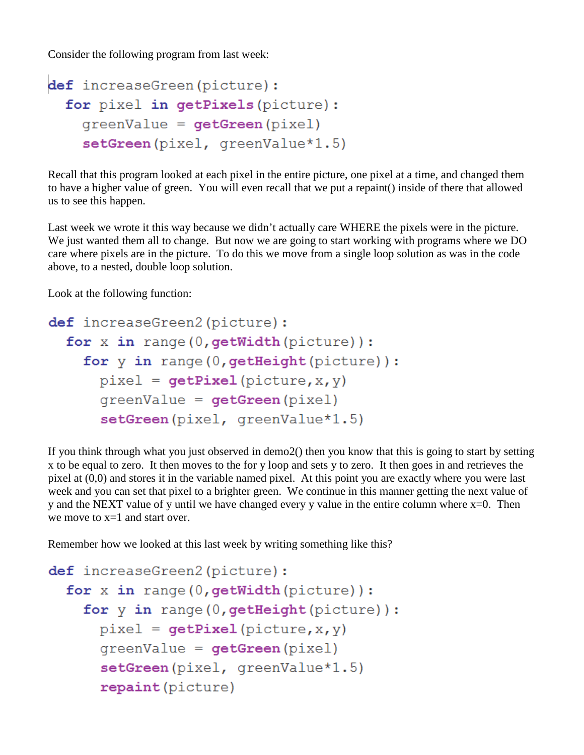Consider the following program from last week:

```
def increaseGreen(picture):
  for pixel in getPixels(picture):
    greenValue = getGreen(pixel)
    setGreen(pixel, greenValue*1.5)
```

Recall that this program looked at each pixel in the entire picture, one pixel at a time, and changed them to have a higher value of green. You will even recall that we put a repaint() inside of there that allowed us to see this happen.

Last week we wrote it this way because we didn't actually care WHERE the pixels were in the picture. We just wanted them all to change. But now we are going to start working with programs where we DO care where pixels are in the picture. To do this we move from a single loop solution as was in the code above, to a nested, double loop solution.

Look at the following function:

```
def increaseGreen2(picture):
  for x in range(0,getWidth(picture)):
    for y in range(0,getHeight(picture)):
      pixel = getPixel(picture,x,y)
      greenValue = getGreen(pixel)
      setGreen(pixel, greenValue*1.5)
```

If you think through what you just observed in demo2() then you know that this is going to start by setting x to be equal to zero. It then moves to the for y loop and sets y to zero. It then goes in and retrieves the pixel at (0,0) and stores it in the variable named pixel. At this point you are exactly where you were last week and you can set that pixel to a brighter green. We continue in this manner getting the next value of y and the NEXT value of y until we have changed every y value in the entire column where x=0. Then we move to x=1 and start over.

Remember how we looked at this last week by writing something like this?

```
def increaseGreen2(picture):
  for x in range(0,getWidth(picture)):
    for y in range(0,getHeight(picture)):
      pixel = getPixel(picture,x,y)
      greenValue = getGreen(pixel)
      setGreen(pixel, greenValue*1.5)
      repaint(picture)
```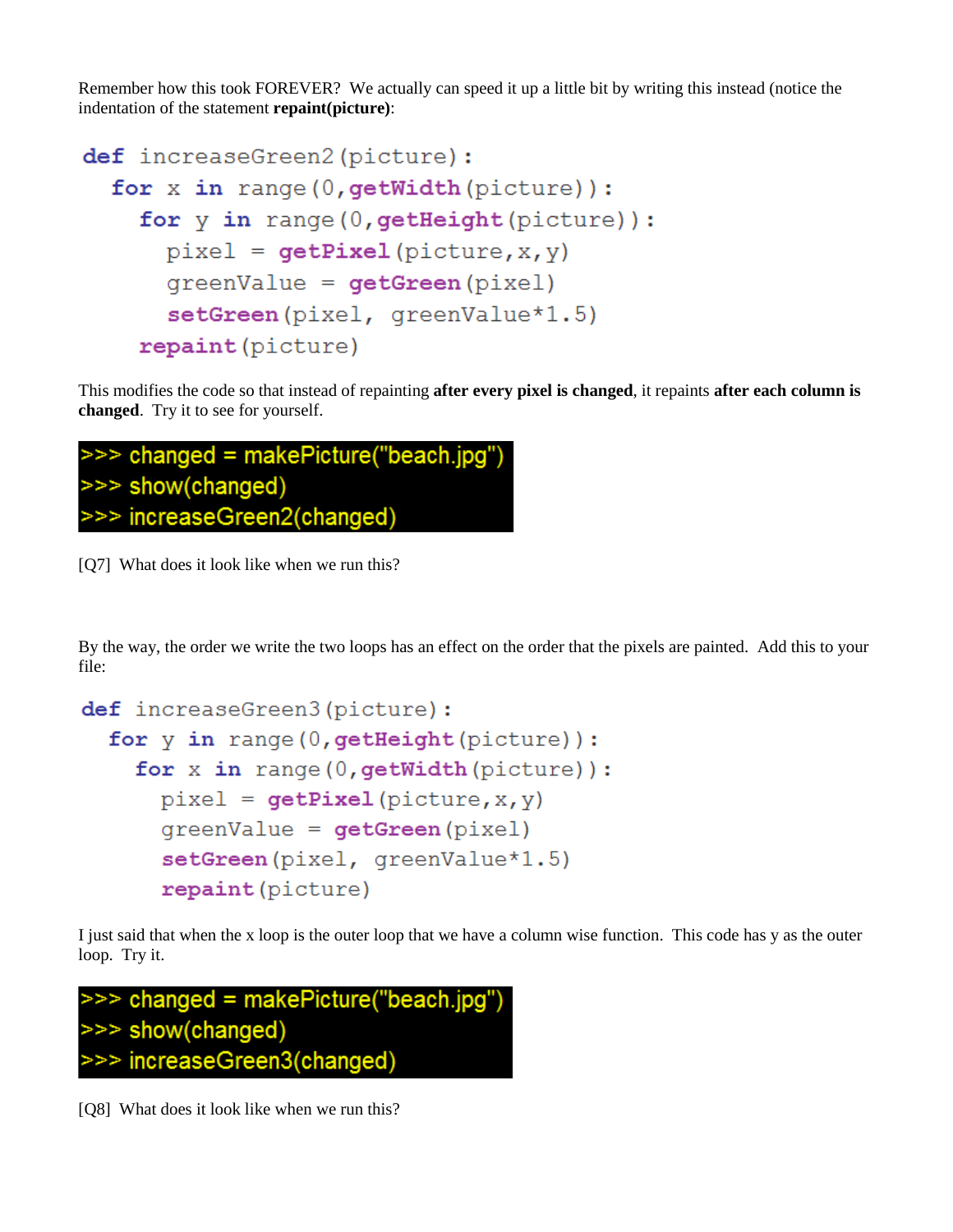Remember how this took FOREVER? We actually can speed it up a little bit by writing this instead (notice the indentation of the statement **repaint(picture)**:

```
def increaseGreen2(picture):
  for x in range(0,getWidth(picture)):
    for y in range(0,getHeight(picture)):
      pixel = getPixel(picture,x,y)
      greenValue = getGreen(pixel)
      setGreen(pixel, greenValue*1.5)
    repaint(picture)
```

This modifies the code so that instead of repainting **after every pixel is changed**, it repaints **after each column is changed**. Try it to see for yourself.

```
>>> changed = makePicture("beach.jpg")
>>> show(changed)
>>> increaseGreen2(changed)
```

[Q7] What does it look like when we run this?

By the way, the order we write the two loops has an effect on the order that the pixels are painted. Add this to your file:

```
def increaseGreen3(picture):
  for y in range(0,getHeight(picture)):
    for x in range(0,getWidth(picture)):
      pixel = getPixel(picture,x,y)
      greenValue = getGreen(pixel)
      setGreen(pixel, greenValue*1.5)
      repaint(picture)
```

I just said that when the x loop is the outer loop that we have a column wise function. This code has y as the outer loop. Try it.

```
>>> changed = makePicture("beach.jpg")
>>> show(changed)
>>> increaseGreen3(changed)
```

[Q8] What does it look like when we run this?